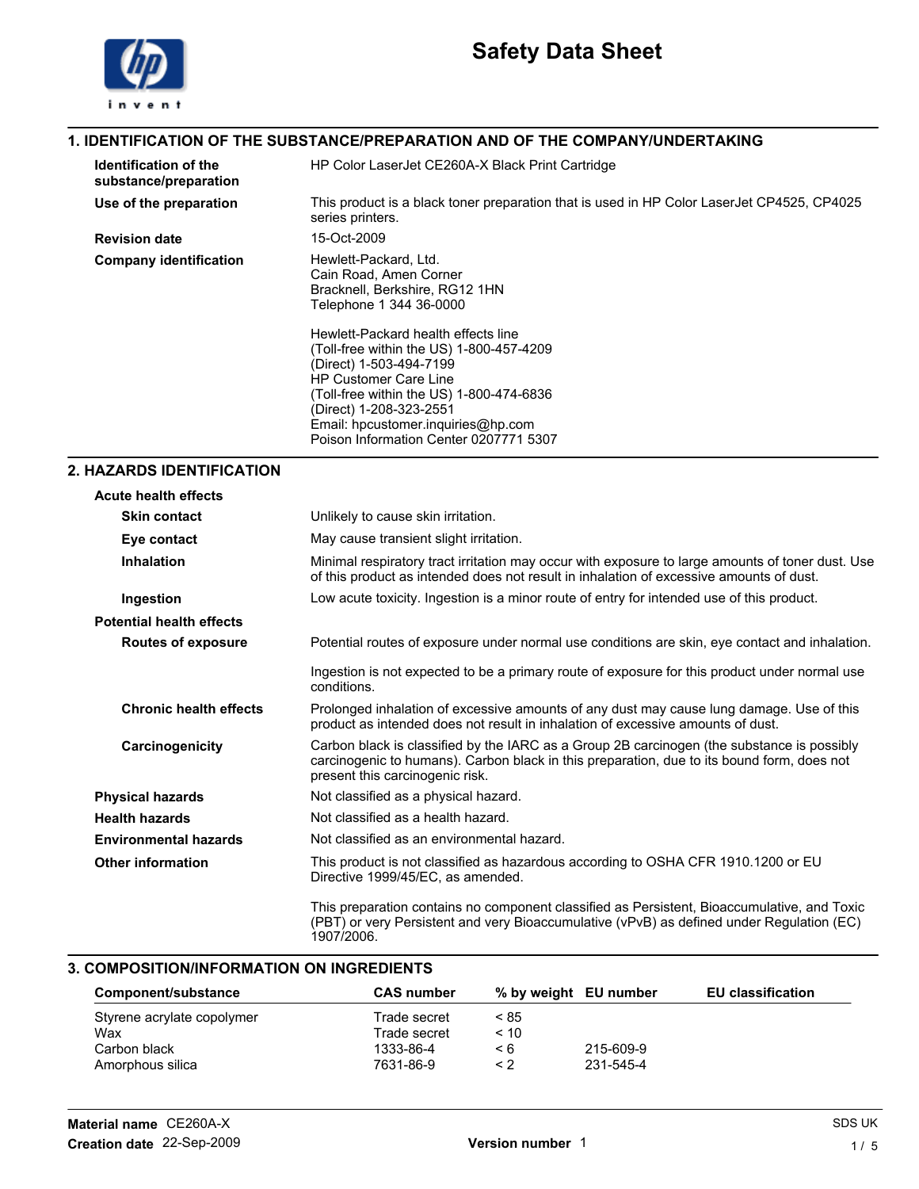# Safety Data Sheet

## 1. IDENTIFICATION OF THE SUBSTANCE/PREPARATION AND OF THE COMPANY/UNDERTAKING

**Identification of the substance/preparation** HP Color LaserJet CE260A-X Black Print Cartridge

**Use of the preparation** This product is a black toner preparation that is used in HP Color LaserJet CP4525, CP4025 series printers.

**Revision date** 15-Oct-2009

**Company identification** Hewlett-Packard, Ltd.
Cain Road, Amen Corner
Bracknell, Berkshire, RG12 1HN
Telephone 1 344 36-0000

Hewlett-Packard health effects line
(Toll-free within the US) 1-800-457-4209
(Direct) 1-503-494-7199
HP Customer Care Line
(Toll-free within the US) 1-800-474-6836
(Direct) 1-208-323-2551
Email: hpcustomer.inquiries@hp.com
Poison Information Center 0207771 5307

## 2. HAZARDS IDENTIFICATION

**Acute health effects**

**Skin contact** Unlikely to cause skin irritation.

**Eye contact** May cause transient slight irritation.

**Inhalation** Minimal respiratory tract irritation may occur with exposure to large amounts of toner dust. Use of this product as intended does not result in inhalation of excessive amounts of dust.

**Ingestion** Low acute toxicity. Ingestion is a minor route of entry for intended use of this product.

**Potential health effects**

**Routes of exposure** Potential routes of exposure under normal use conditions are skin, eye contact and inhalation.

Ingestion is not expected to be a primary route of exposure for this product under normal use conditions.

**Chronic health effects** Prolonged inhalation of excessive amounts of any dust may cause lung damage. Use of this product as intended does not result in inhalation of excessive amounts of dust.

**Carcinogenicity** Carbon black is classified by the IARC as a Group 2B carcinogen (the substance is possibly carcinogenic to humans). Carbon black in this preparation, due to its bound form, does not present this carcinogenic risk.

**Physical hazards** Not classified as a physical hazard.

**Health hazards** Not classified as a health hazard.

**Environmental hazards** Not classified as an environmental hazard.

**Other information** This product is not classified as hazardous according to OSHA CFR 1910.1200 or EU Directive 1999/45/EC, as amended.

This preparation contains no component classified as Persistent, Bioaccumulative, and Toxic (PBT) or very Persistent and very Bioaccumulative (vPvB) as defined under Regulation (EC) 1907/2006.

## 3. COMPOSITION/INFORMATION ON INGREDIENTS

| Component/substance | CAS number | % by weight | EU number | EU classification |
|---|---|---|---|---|
| Styrene acrylate copolymer | Trade secret | < 85 | | |
| Wax | Trade secret | < 10 | | |
| Carbon black | 1333-86-4 | < 6 | 215-609-9 | |
| Amorphous silica | 7631-86-9 | < 2 | 231-545-4 | |

**Material name** CE260A-X
**Creation date** 22-Sep-2009
**Version number** 1
SDS UK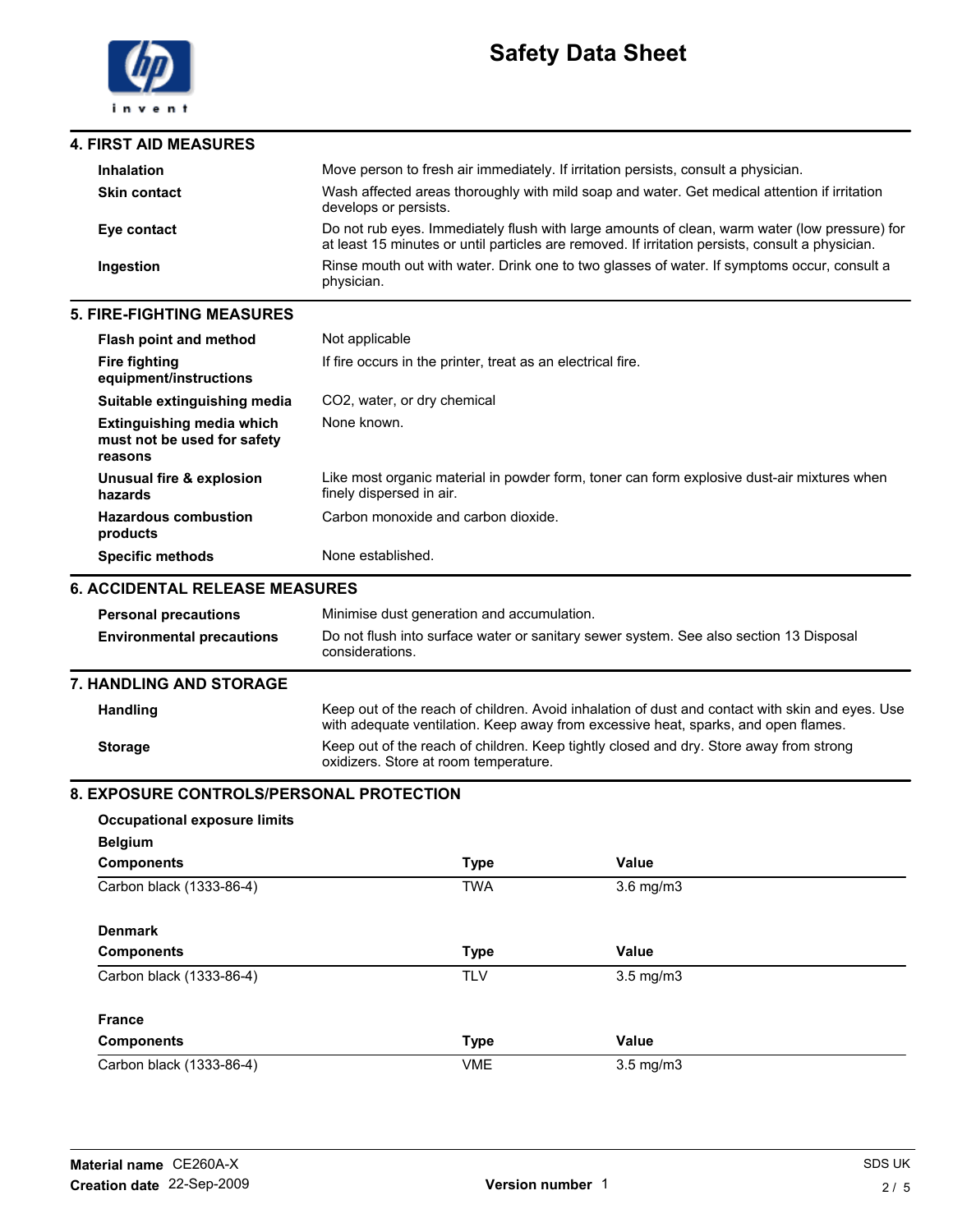## 4. FIRST AID MEASURES

| | |
|---|---|
| **Inhalation** | Move person to fresh air immediately. If irritation persists, consult a physician. |
| **Skin contact** | Wash affected areas thoroughly with mild soap and water. Get medical attention if irritation develops or persists. |
| **Eye contact** | Do not rub eyes. Immediately flush with large amounts of clean, warm water (low pressure) for at least 15 minutes or until particles are removed. If irritation persists, consult a physician. |
| **Ingestion** | Rinse mouth out with water. Drink one to two glasses of water. If symptoms occur, consult a physician. |

## 5. FIRE-FIGHTING MEASURES

| | |
|---|---|
| **Flash point and method** | Not applicable |
| **Fire fighting equipment/instructions** | If fire occurs in the printer, treat as an electrical fire. |
| **Suitable extinguishing media** | $CO_2$, water, or dry chemical |
| **Extinguishing media which must not be used for safety reasons** | None known. |
| **Unusual fire & explosion hazards** | Like most organic material in powder form, toner can form explosive dust-air mixtures when finely dispersed in air. |
| **Hazardous combustion products** | Carbon monoxide and carbon dioxide. |
| **Specific methods** | None established. |

## 6. ACCIDENTAL RELEASE MEASURES

| | |
|---|---|
| **Personal precautions** | Minimise dust generation and accumulation. |
| **Environmental precautions** | Do not flush into surface water or sanitary sewer system. See also section 13 Disposal considerations. |

## 7. HANDLING AND STORAGE

| | |
|---|---|
| **Handling** | Keep out of the reach of children. Avoid inhalation of dust and contact with skin and eyes. Use with adequate ventilation. Keep away from excessive heat, sparks, and open flames. |
| **Storage** | Keep out of the reach of children. Keep tightly closed and dry. Store away from strong oxidizers. Store at room temperature. |

## 8. EXPOSURE CONTROLS/PERSONAL PROTECTION

**Occupational exposure limits**

**Belgium**

| Components | Type | Value |
|---|---|---|
| Carbon black (1333-86-4) | TWA | 3.6 mg/m3 |

**Denmark**

| Components | Type | Value |
|---|---|---|
| Carbon black (1333-86-4) | TLV | 3.5 mg/m3 |

**France**

| Components | Type | Value |
|---|---|---|
| Carbon black (1333-86-4) | VME | 3.5 mg/m3 |

**Material name** CE260A-X
**Creation date** 22-Sep-2009
**Version number** 1
SDS UK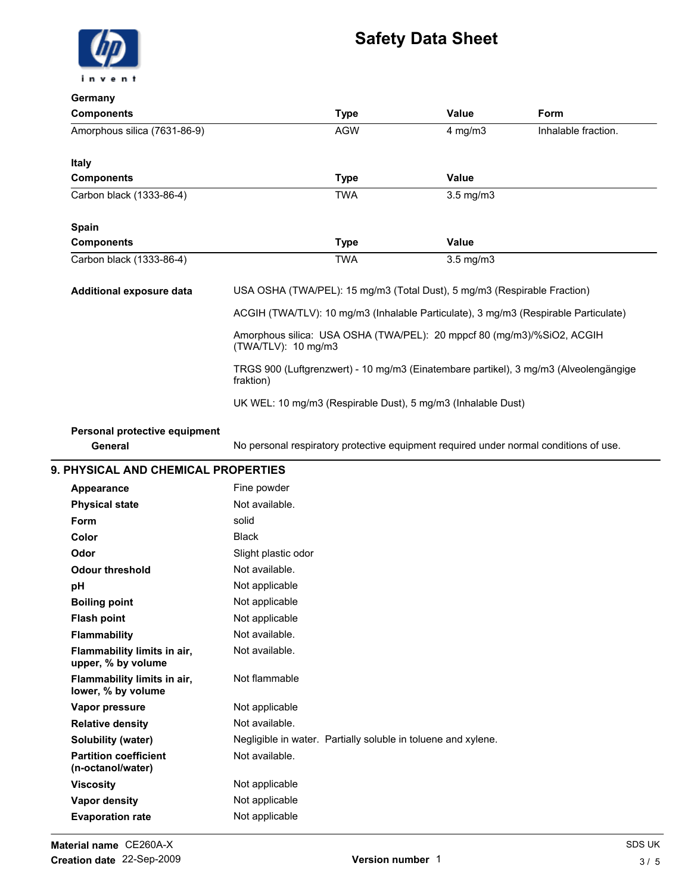**Germany**

| Components | Type | Value | Form |
|---|---|---|---|
| Amorphous silica (7631-86-9) | AGW | 4 mg/m3 | Inhalable fraction. |

**Italy**

| Components | Type | Value |
|---|---|---|
| Carbon black (1333-86-4) | TWA | 3.5 mg/m3 |

**Spain**

| Components | Type | Value |
|---|---|---|
| Carbon black (1333-86-4) | TWA | 3.5 mg/m3 |

**Additional exposure data**

USA OSHA (TWA/PEL): 15 mg/m3 (Total Dust), 5 mg/m3 (Respirable Fraction)

ACGIH (TWA/TLV): 10 mg/m3 (Inhalable Particulate), 3 mg/m3 (Respirable Particulate)

Amorphous silica: USA OSHA (TWA/PEL): 20 mppcf 80 (mg/m3)/%SiO2, ACGIH (TWA/TLV): 10 mg/m3

TRGS 900 (Luftgrenzwert) - 10 mg/m3 (Einatembare partikel), 3 mg/m3 (Alveolengängige fraktion)

UK WEL: 10 mg/m3 (Respirable Dust), 5 mg/m3 (Inhalable Dust)

**Personal protective equipment**

**General** No personal respiratory protective equipment required under normal conditions of use.

## 9. PHYSICAL AND CHEMICAL PROPERTIES

| | |
|---|---|
| **Appearance** | Fine powder |
| **Physical state** | Not available. |
| **Form** | solid |
| **Color** | Black |
| **Odor** | Slight plastic odor |
| **Odour threshold** | Not available. |
| **pH** | Not applicable |
| **Boiling point** | Not applicable |
| **Flash point** | Not applicable |
| **Flammability** | Not available. |
| **Flammability limits in air, upper, % by volume** | Not available. |
| **Flammability limits in air, lower, % by volume** | Not flammable |
| **Vapor pressure** | Not applicable |
| **Relative density** | Not available. |
| **Solubility (water)** | Negligible in water. Partially soluble in toluene and xylene. |
| **Partition coefficient (n-octanol/water)** | Not available. |
| **Viscosity** | Not applicable |
| **Vapor density** | Not applicable |
| **Evaporation rate** | Not applicable |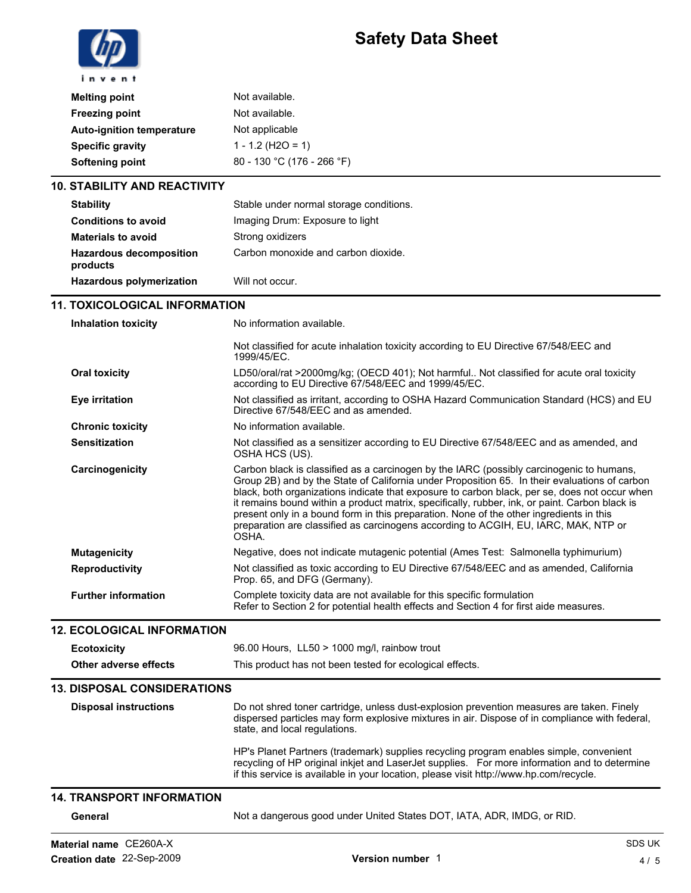| | |
|---|---|
| **Melting point** | Not available. |
| **Freezing point** | Not available. |
| **Auto-ignition temperature** | Not applicable |
| **Specific gravity** | 1 - 1.2 ($H_2O$ = 1) |
| **Softening point** | 80 - 130 °C (176 - 266 °F) |

## 10. STABILITY AND REACTIVITY

| | |
|---|---|
| **Stability** | Stable under normal storage conditions. |
| **Conditions to avoid** | Imaging Drum: Exposure to light |
| **Materials to avoid** | Strong oxidizers |
| **Hazardous decomposition products** | Carbon monoxide and carbon dioxide. |
| **Hazardous polymerization** | Will not occur. |

## 11. TOXICOLOGICAL INFORMATION

| | |
|---|---|
| **Inhalation toxicity** | No information available.<br><br>Not classified for acute inhalation toxicity according to EU Directive 67/548/EEC and 1999/45/EC. |
| **Oral toxicity** | LD50/oral/rat >2000mg/kg; (OECD 401); Not harmful.. Not classified for acute oral toxicity according to EU Directive 67/548/EEC and 1999/45/EC. |
| **Eye irritation** | Not classified as irritant, according to OSHA Hazard Communication Standard (HCS) and EU Directive 67/548/EEC and as amended. |
| **Chronic toxicity** | No information available. |
| **Sensitization** | Not classified as a sensitizer according to EU Directive 67/548/EEC and as amended, and OSHA HCS (US). |
| **Carcinogenicity** | Carbon black is classified as a carcinogen by the IARC (possibly carcinogenic to humans, Group 2B) and by the State of California under Proposition 65. In their evaluations of carbon black, both organizations indicate that exposure to carbon black, per se, does not occur when it remains bound within a product matrix, specifically, rubber, ink, or paint. Carbon black is present only in a bound form in this preparation. None of the other ingredients in this preparation are classified as carcinogens according to ACGIH, EU, IARC, MAK, NTP or OSHA. |
| **Mutagenicity** | Negative, does not indicate mutagenic potential (Ames Test: Salmonella typhimurium) |
| **Reproductivity** | Not classified as toxic according to EU Directive 67/548/EEC and as amended, California Prop. 65, and DFG (Germany). |
| **Further information** | Complete toxicity data are not available for this specific formulation<br>Refer to Section 2 for potential health effects and Section 4 for first aide measures. |

## 12. ECOLOGICAL INFORMATION

| | |
|---|---|
| **Ecotoxicity** | 96.00 Hours, LL50 > 1000 mg/l, rainbow trout |
| **Other adverse effects** | This product has not been tested for ecological effects. |

## 13. DISPOSAL CONSIDERATIONS

| | |
|---|---|
| **Disposal instructions** | Do not shred toner cartridge, unless dust-explosion prevention measures are taken. Finely dispersed particles may form explosive mixtures in air. Dispose of in compliance with federal, state, and local regulations.<br><br>HP's Planet Partners (trademark) supplies recycling program enables simple, convenient recycling of HP original inkjet and LaserJet supplies. For more information and to determine if this service is available in your location, please visit http://www.hp.com/recycle. |

## 14. TRANSPORT INFORMATION

| | |
|---|---|
| **General** | Not a dangerous good under United States DOT, IATA, ADR, IMDG, or RID. |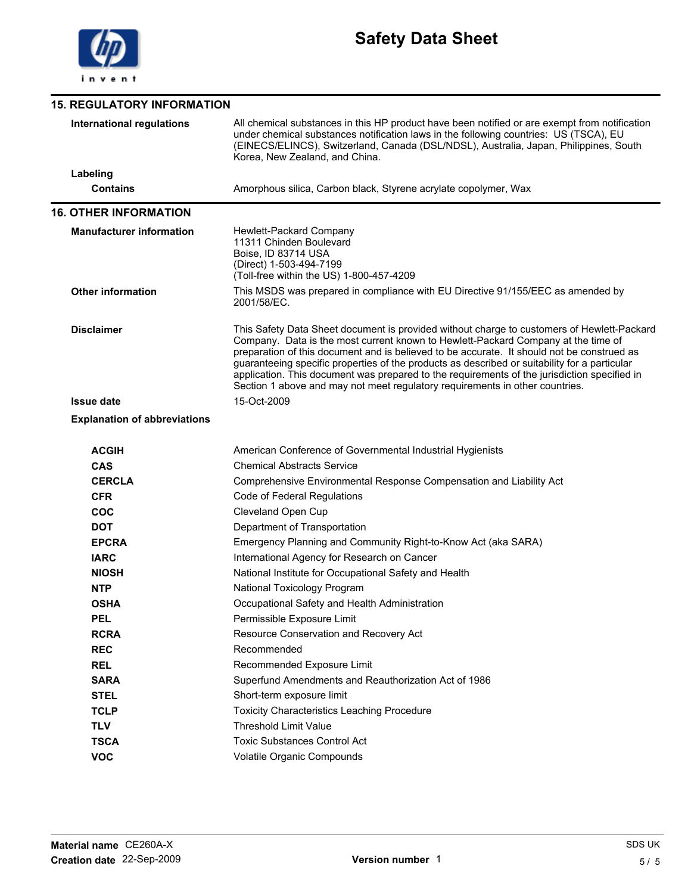## 15. REGULATORY INFORMATION

**International regulations**

All chemical substances in this HP product have been notified or are exempt from notification under chemical substances notification laws in the following countries: US (TSCA), EU (EINECS/ELINCS), Switzerland, Canada (DSL/NDSL), Australia, Japan, Philippines, South Korea, New Zealand, and China.

**Labeling**

**Contains** Amorphous silica, Carbon black, Styrene acrylate copolymer, Wax

## 16. OTHER INFORMATION

**Manufacturer information**

Hewlett-Packard Company
11311 Chinden Boulevard
Boise, ID 83714 USA
(Direct) 1-503-494-7199
(Toll-free within the US) 1-800-457-4209

**Other information**

This MSDS was prepared in compliance with EU Directive 91/155/EEC as amended by 2001/58/EC.

**Disclaimer**

This Safety Data Sheet document is provided without charge to customers of Hewlett-Packard Company. Data is the most current known to Hewlett-Packard Company at the time of preparation of this document and is believed to be accurate. It should not be construed as guaranteeing specific properties of the products as described or suitability for a particular application. This document was prepared to the requirements of the jurisdiction specified in Section 1 above and may not meet regulatory requirements in other countries.

**Issue date** 15-Oct-2009

**Explanation of abbreviations**

| | |
|---|---|
| **ACGIH** | American Conference of Governmental Industrial Hygienists |
| **CAS** | Chemical Abstracts Service |
| **CERCLA** | Comprehensive Environmental Response Compensation and Liability Act |
| **CFR** | Code of Federal Regulations |
| **COC** | Cleveland Open Cup |
| **DOT** | Department of Transportation |
| **EPCRA** | Emergency Planning and Community Right-to-Know Act (aka SARA) |
| **IARC** | International Agency for Research on Cancer |
| **NIOSH** | National Institute for Occupational Safety and Health |
| **NTP** | National Toxicology Program |
| **OSHA** | Occupational Safety and Health Administration |
| **PEL** | Permissible Exposure Limit |
| **RCRA** | Resource Conservation and Recovery Act |
| **REC** | Recommended |
| **REL** | Recommended Exposure Limit |
| **SARA** | Superfund Amendments and Reauthorization Act of 1986 |
| **STEL** | Short-term exposure limit |
| **TCLP** | Toxicity Characteristics Leaching Procedure |
| **TLV** | Threshold Limit Value |
| **TSCA** | Toxic Substances Control Act |
| **VOC** | Volatile Organic Compounds |